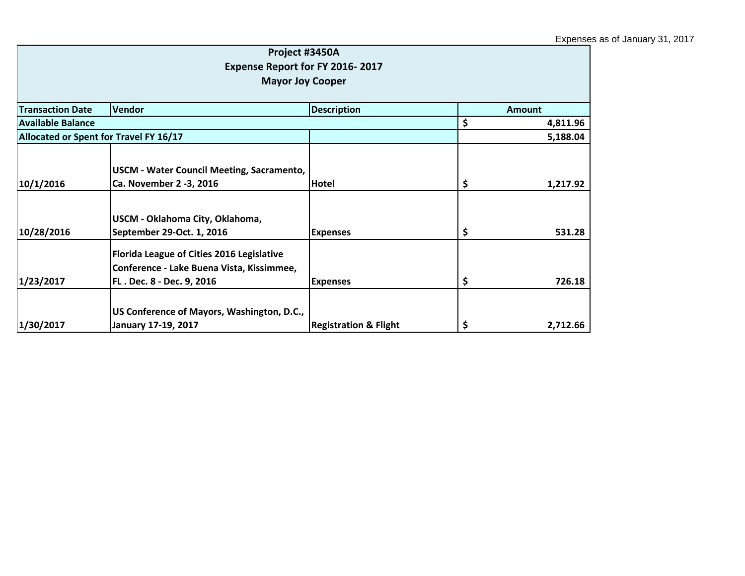Expenses as of January 31, 2017

**Project #3450A**
**Expense Report for FY 2016- 2017**
**Mayor Joy Cooper**

| Transaction Date | Vendor | Description | Amount |
|---|---|---|---|
| **Available Balance** | | | $ 4,811.96 |
| **Allocated or Spent for Travel FY 16/17** | | | 5,188.04 |
| 10/1/2016 | USCM - Water Council Meeting, Sacramento, Ca. November 2 -3, 2016 | Hotel | $ 1,217.92 |
| 10/28/2016 | USCM - Oklahoma City, Oklahoma, September 29-Oct. 1, 2016 | Expenses | $ 531.28 |
| 1/23/2017 | Florida League of Cities 2016 Legislative Conference - Lake Buena Vista, Kissimmee, FL . Dec. 8 - Dec. 9, 2016 | Expenses | $ 726.18 |
| 1/30/2017 | US Conference of Mayors, Washington, D.C., January 17-19, 2017 | Registration & Flight | $ 2,712.66 |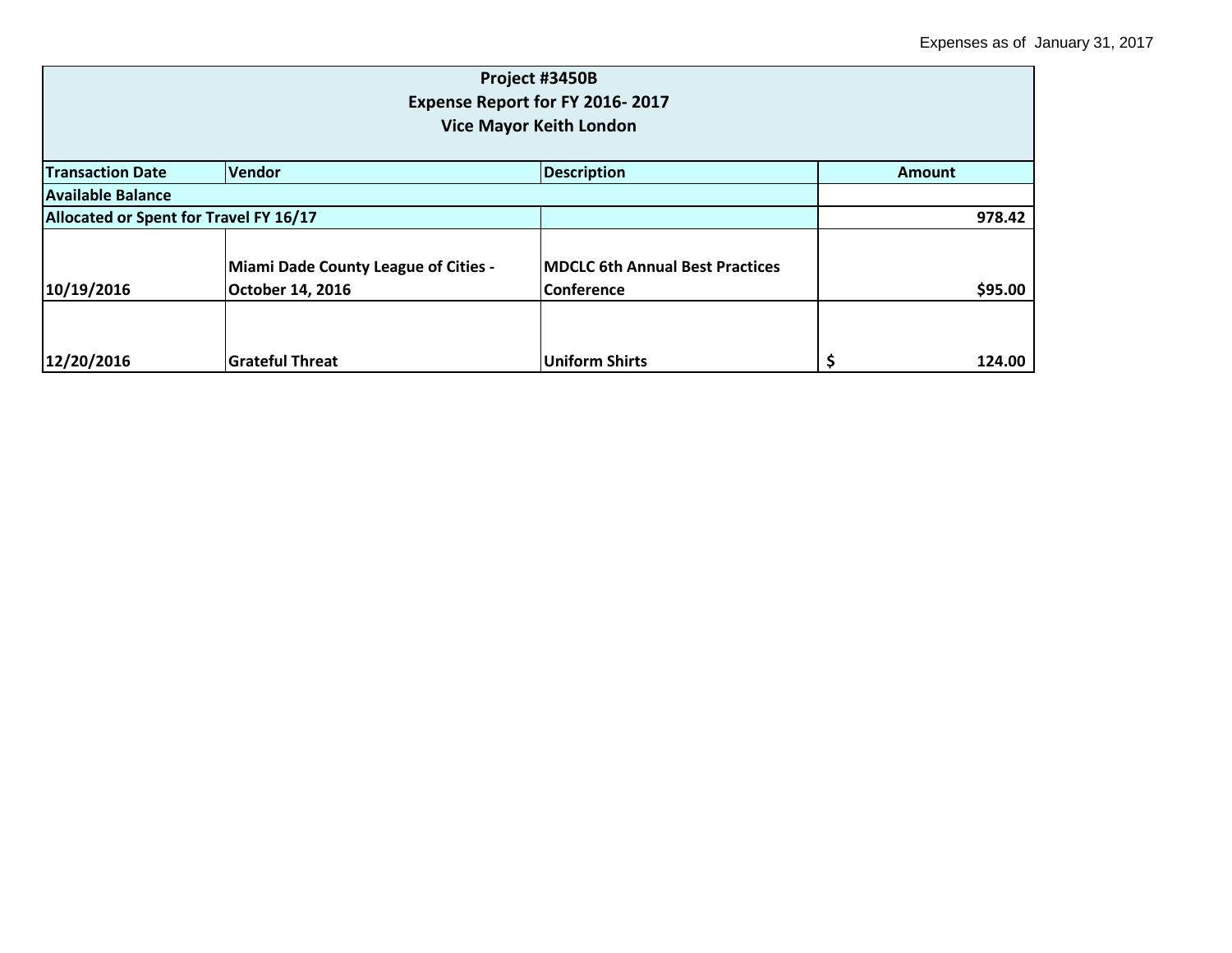Expenses as of January 31, 2017

| Project #3450B<br>Expense Report for FY 2016- 2017<br>Vice Mayor Keith London | | | |
|---|---|---|---|
| **Transaction Date** | **Vendor** | **Description** | **Amount** |
| **Available Balance** | | | |
| **Allocated or Spent for Travel FY 16/17** | | | **978.42** |
| **10/19/2016** | **Miami Dade County League of Cities - October 14, 2016** | **MDCLC 6th Annual Best Practices Conference** | **$95.00** |
| **12/20/2016** | **Grateful Threat** | **Uniform Shirts** | **$ 124.00** |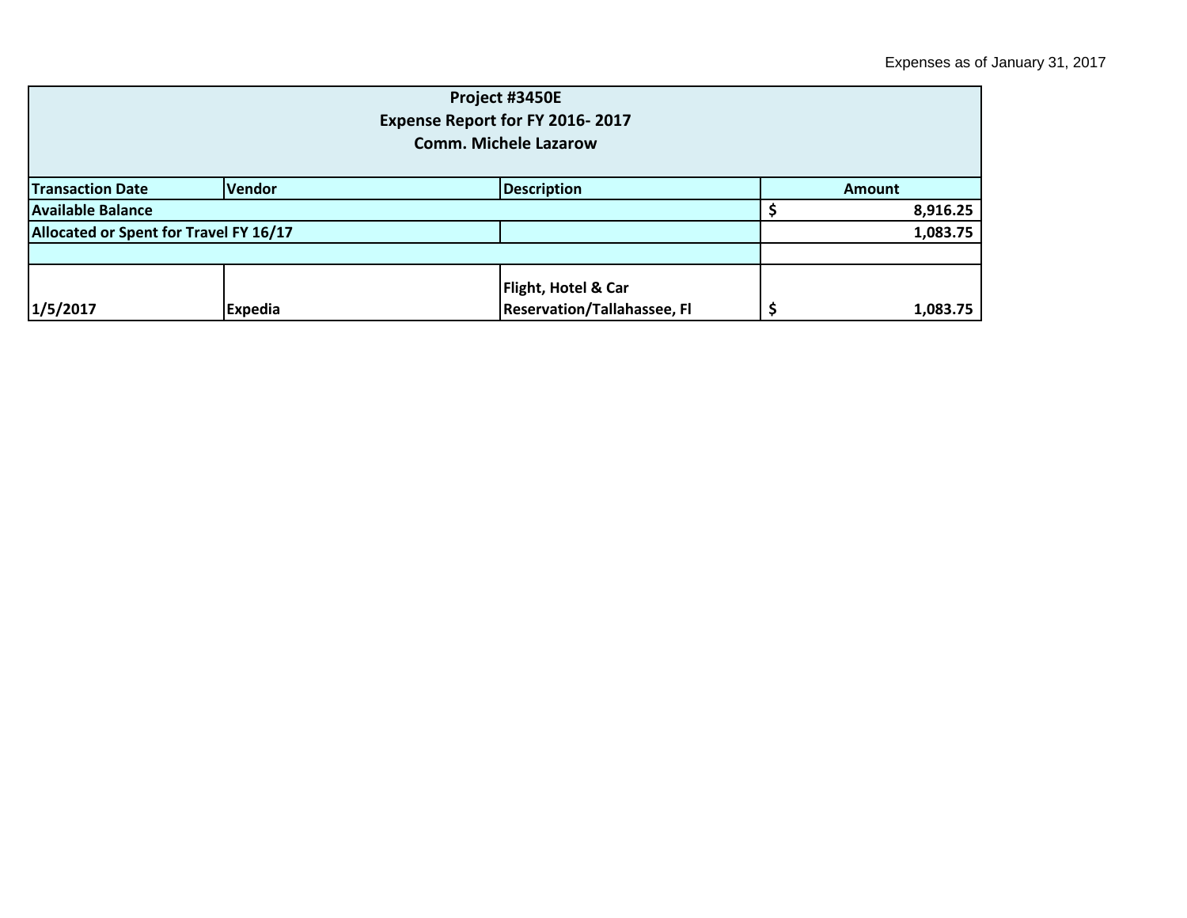Expenses as of January 31, 2017

| Project #3450E<br>Expense Report for FY 2016- 2017<br>Comm. Michele Lazarow | | | |
|---|---|---|---|
| **Transaction Date** | **Vendor** | **Description** | **Amount** |
| **Available Balance** | | | **$ 8,916.25** |
| **Allocated or Spent for Travel FY 16/17** | | | **1,083.75** |
| | | | |
| **1/5/2017** | **Expedia** | **Flight, Hotel & Car Reservation/Tallahassee, Fl** | **$ 1,083.75** |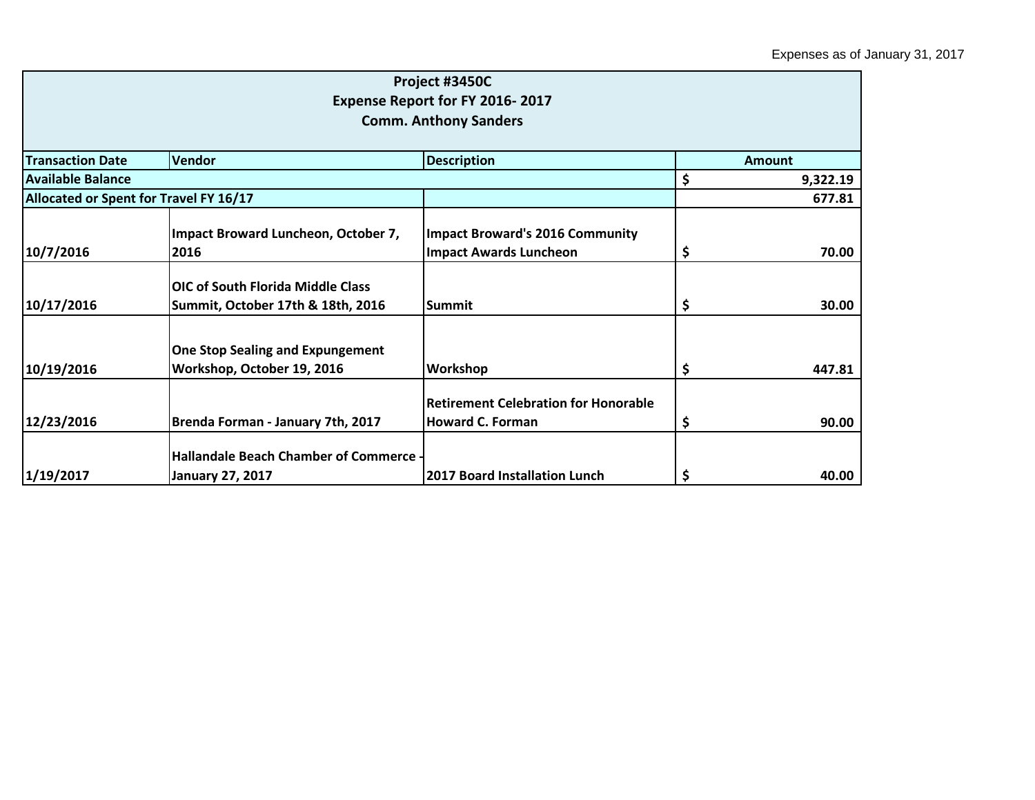Expenses as of January 31, 2017

| Project #3450C<br>Expense Report for FY 2016- 2017<br>Comm. Anthony Sanders | | | |
|---|---|---|---|
| **Transaction Date** | **Vendor** | **Description** | **Amount** |
| **Available Balance** | | | **$ 9,322.19** |
| **Allocated or Spent for Travel FY 16/17** | | | **677.81** |
| **10/7/2016** | **Impact Broward Luncheon, October 7, 2016** | **Impact Broward's 2016 Community Impact Awards Luncheon** | **$ 70.00** |
| **10/17/2016** | **OIC of South Florida Middle Class Summit, October 17th & 18th, 2016** | **Summit** | **$ 30.00** |
| **10/19/2016** | **One Stop Sealing and Expungement Workshop, October 19, 2016** | **Workshop** | **$ 447.81** |
| **12/23/2016** | **Brenda Forman - January 7th, 2017** | **Retirement Celebration for Honorable Howard C. Forman** | **$ 90.00** |
| **1/19/2017** | **Hallandale Beach Chamber of Commerce - January 27, 2017** | **2017 Board Installation Lunch** | **$ 40.00** |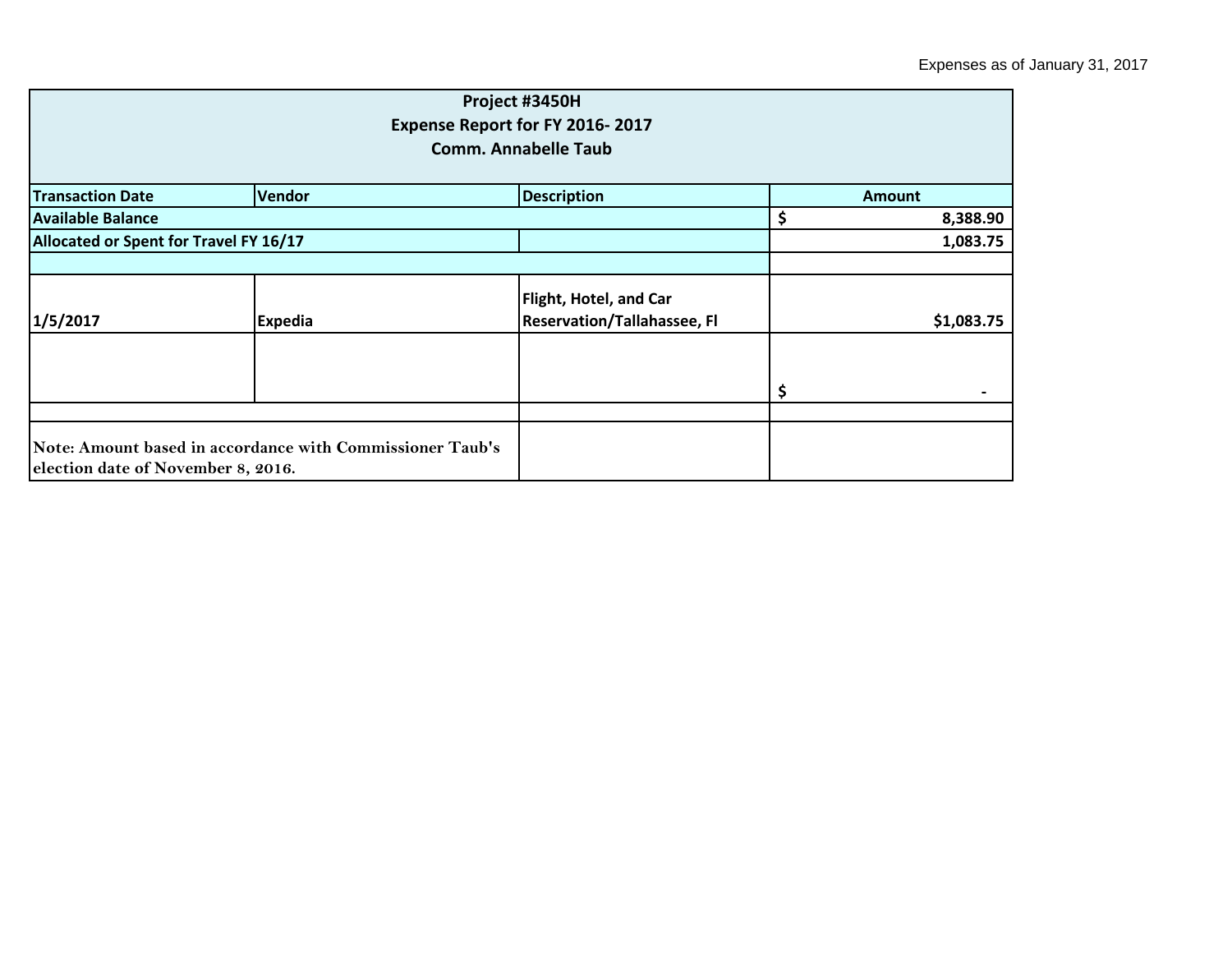Expenses as of January 31, 2017

| Project #3450H<br>Expense Report for FY 2016- 2017<br>Comm. Annabelle Taub | | | |
|---|---|---|---|
| **Transaction Date** | **Vendor** | **Description** | **Amount** |
| **Available Balance** | | | **$ 8,388.90** |
| **Allocated or Spent for Travel FY 16/17** | | | **1,083.75** |
| | | | |
| **1/5/2017** | **Expedia** | **Flight, Hotel, and Car Reservation/Tallahassee, Fl** | **$1,083.75** |
| | | | **$ -** |
| | | | |
| **Note: Amount based in accordance with Commissioner Taub's election date of November 8, 2016.** | | | |